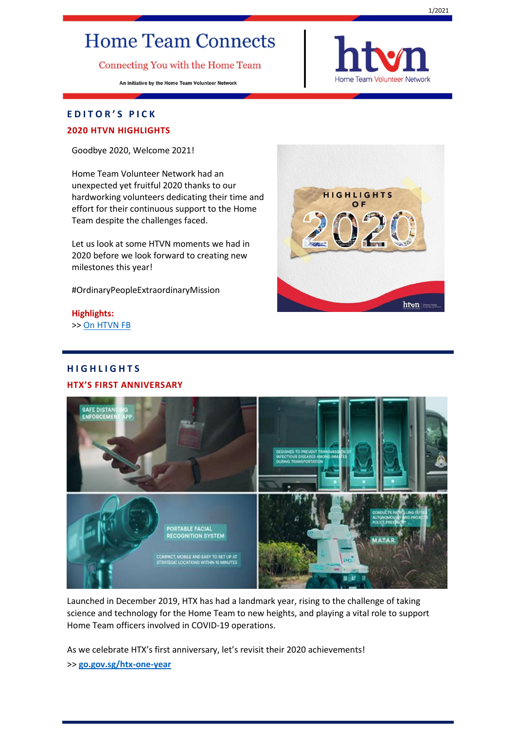# Home Team Connects

Connecting You with the Home Team

An initiative by the Home Team Volunteer Network

htvn Home Team Volunteer Network

## EDITOR'S PICK

### 2020 HTVN HIGHLIGHTS

Goodbye 2020, Welcome 2021!

Home Team Volunteer Network had an unexpected yet fruitful 2020 thanks to our hardworking volunteers dedicating their time and effort for their continuous support to the Home Team despite the challenges faced.

Let us look at some HTVN moments we had in 2020 before we look forward to creating new milestones this year!

#OrdinaryPeopleExtraordinaryMission

**Highlights:**
>> On HTVN FB

## HIGHLIGHTS

### HTX'S FIRST ANNIVERSARY

Launched in December 2019, HTX has had a landmark year, rising to the challenge of taking science and technology for the Home Team to new heights, and playing a vital role to support Home Team officers involved in COVID-19 operations.

As we celebrate HTX's first anniversary, let's revisit their 2020 achievements!
>> **go.gov.sg/htx-one-year**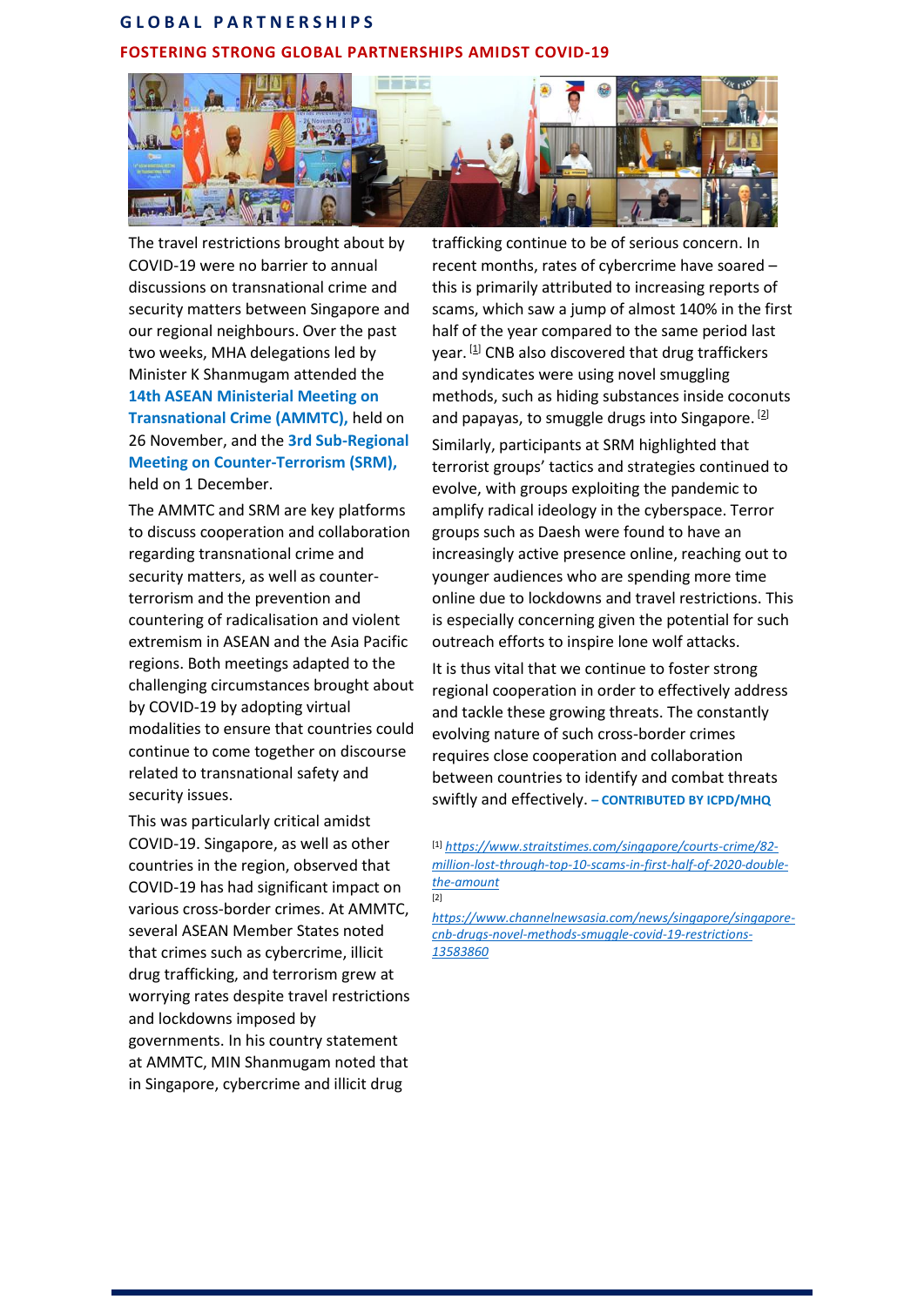# GLOBAL PARTNERSHIPS

## FOSTERING STRONG GLOBAL PARTNERSHIPS AMIDST COVID-19

The travel restrictions brought about by COVID-19 were no barrier to annual discussions on transnational crime and security matters between Singapore and our regional neighbours. Over the past two weeks, MHA delegations led by Minister K Shanmugam attended the **14th ASEAN Ministerial Meeting on Transnational Crime (AMMTC),** held on 26 November, and the **3rd Sub-Regional Meeting on Counter-Terrorism (SRM),** held on 1 December.

The AMMTC and SRM are key platforms to discuss cooperation and collaboration regarding transnational crime and security matters, as well as counter-terrorism and the prevention and countering of radicalisation and violent extremism in ASEAN and the Asia Pacific regions. Both meetings adapted to the challenging circumstances brought about by COVID-19 by adopting virtual modalities to ensure that countries could continue to come together on discourse related to transnational safety and security issues.

This was particularly critical amidst COVID-19. Singapore, as well as other countries in the region, observed that COVID-19 has had significant impact on various cross-border crimes. At AMMTC, several ASEAN Member States noted that crimes such as cybercrime, illicit drug trafficking, and terrorism grew at worrying rates despite travel restrictions and lockdowns imposed by governments. In his country statement at AMMTC, MIN Shanmugam noted that in Singapore, cybercrime and illicit drug trafficking continue to be of serious concern. In recent months, rates of cybercrime have soared – this is primarily attributed to increasing reports of scams, which saw a jump of almost 140% in the first half of the year compared to the same period last year. [1] CNB also discovered that drug traffickers and syndicates were using novel smuggling methods, such as hiding substances inside coconuts and papayas, to smuggle drugs into Singapore. [2]

Similarly, participants at SRM highlighted that terrorist groups' tactics and strategies continued to evolve, with groups exploiting the pandemic to amplify radical ideology in the cyberspace. Terror groups such as Daesh were found to have an increasingly active presence online, reaching out to younger audiences who are spending more time online due to lockdowns and travel restrictions. This is especially concerning given the potential for such outreach efforts to inspire lone wolf attacks.

It is thus vital that we continue to foster strong regional cooperation in order to effectively address and tackle these growing threats. The constantly evolving nature of such cross-border crimes requires close cooperation and collaboration between countries to identify and combat threats swiftly and effectively. **– CONTRIBUTED BY ICPD/MHQ**

[1] *https://www.straitstimes.com/singapore/courts-crime/82-million-lost-through-top-10-scams-in-first-half-of-2020-double-the-amount*

[2] *https://www.channelnewsasia.com/news/singapore/singapore-cnb-drugs-novel-methods-smuggle-covid-19-restrictions-13583860*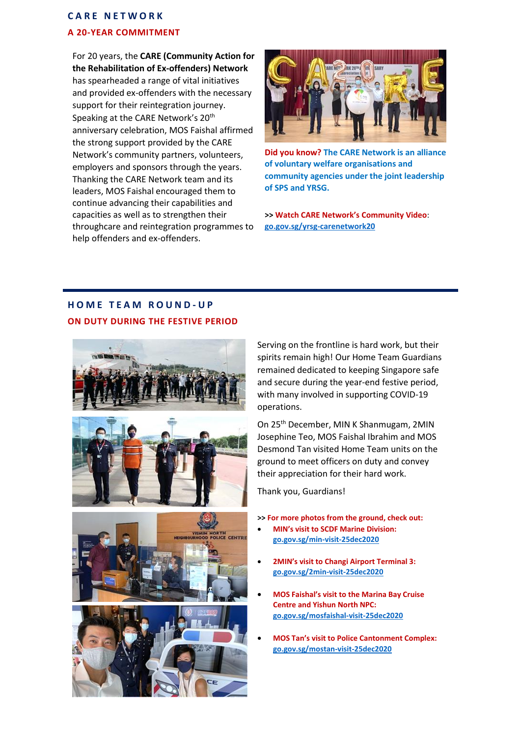## CARE NETWORK

### A 20-YEAR COMMITMENT

For 20 years, the **CARE (Community Action for the Rehabilitation of Ex-offenders) Network** has spearheaded a range of vital initiatives and provided ex-offenders with the necessary support for their reintegration journey. Speaking at the CARE Network's 20th anniversary celebration, MOS Faishal affirmed the strong support provided by the CARE Network's community partners, volunteers, employers and sponsors through the years. Thanking the CARE Network team and its leaders, MOS Faishal encouraged them to continue advancing their capabilities and capacities as well as to strengthen their throughcare and reintegration programmes to help offenders and ex-offenders.

**Did you know? The CARE Network is an alliance of voluntary welfare organisations and community agencies under the joint leadership of SPS and YRSG.**

**>> Watch CARE Network's Community Video**: **go.gov.sg/yrsg-carenetwork20**

## HOME TEAM ROUND-UP

### ON DUTY DURING THE FESTIVE PERIOD

Serving on the frontline is hard work, but their spirits remain high! Our Home Team Guardians remained dedicated to keeping Singapore safe and secure during the year-end festive period, with many involved in supporting COVID-19 operations.

On 25th December, MIN K Shanmugam, 2MIN Josephine Teo, MOS Faishal Ibrahim and MOS Desmond Tan visited Home Team units on the ground to meet officers on duty and convey their appreciation for their hard work.

Thank you, Guardians!

**>> For more photos from the ground, check out:**

- **MIN's visit to SCDF Marine Division:** **go.gov.sg/min-visit-25dec2020**
- **2MIN's visit to Changi Airport Terminal 3:** **go.gov.sg/2min-visit-25dec2020**
- **MOS Faishal's visit to the Marina Bay Cruise Centre and Yishun North NPC:** **go.gov.sg/mosfaishal-visit-25dec2020**
- **MOS Tan's visit to Police Cantonment Complex:** **go.gov.sg/mostan-visit-25dec2020**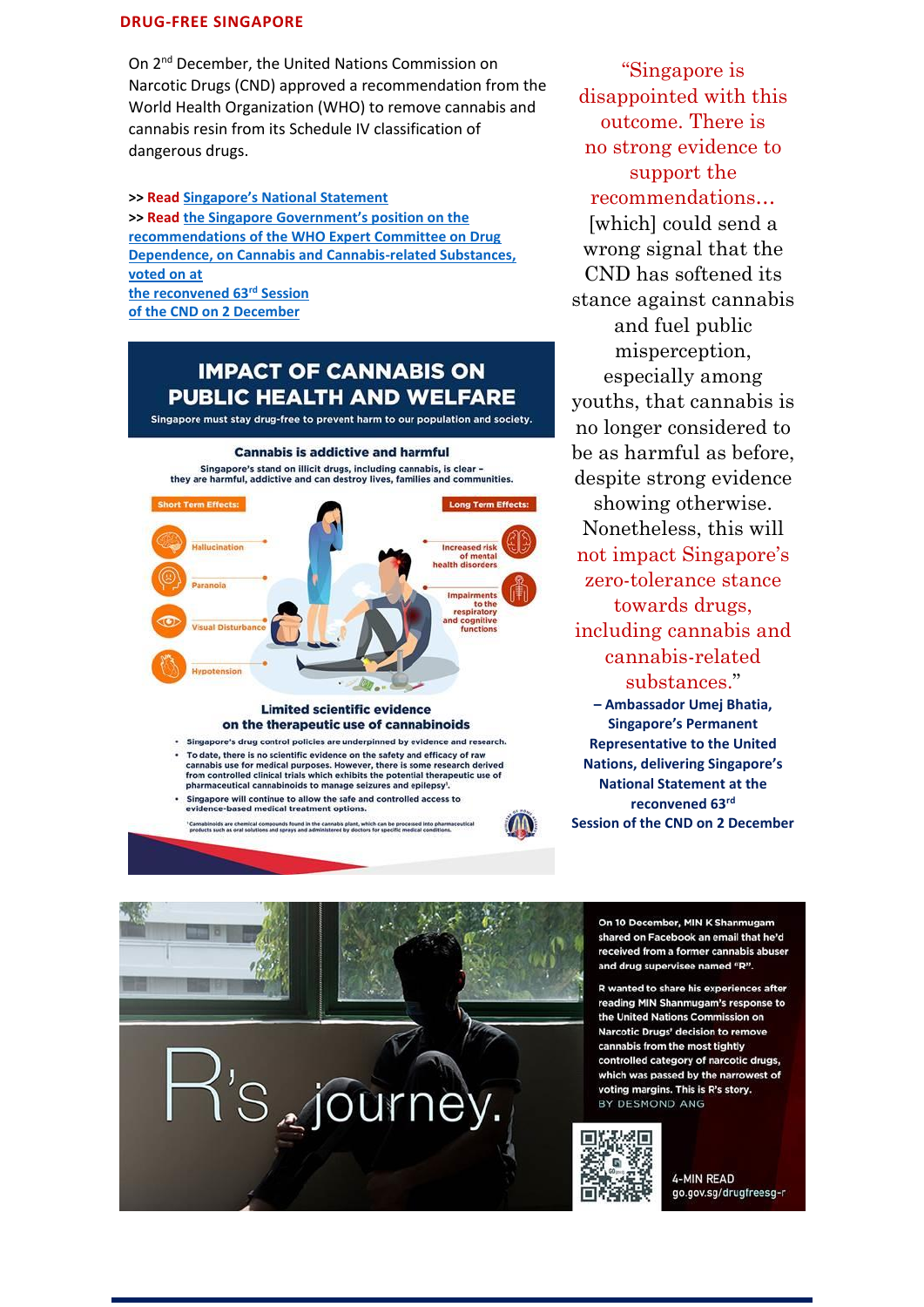## DRUG-FREE SINGAPORE

On 2nd December, the United Nations Commission on Narcotic Drugs (CND) approved a recommendation from the World Health Organization (WHO) to remove cannabis and cannabis resin from its Schedule IV classification of dangerous drugs.

>> **Read** Singapore's National Statement
>> **Read** the Singapore Government's position on the recommendations of the WHO Expert Committee on Drug Dependence, on Cannabis and Cannabis-related Substances, voted on at the reconvened 63rd Session of the CND on 2 December

"Singapore is disappointed with this outcome. There is no strong evidence to support the recommendations... [which] could send a wrong signal that the CND has softened its stance against cannabis and fuel public misperception, especially among youths, that cannabis is no longer considered to be as harmful as before, despite strong evidence showing otherwise. Nonetheless, this will not impact Singapore's zero-tolerance stance towards drugs, including cannabis and cannabis-related substances."

**– Ambassador Umej Bhatia, Singapore's Permanent Representative to the United Nations, delivering Singapore's National Statement at the reconvened 63rd Session of the CND on 2 December**

### IMPACT OF CANNABIS ON PUBLIC HEALTH AND WELFARE

Singapore must stay drug-free to prevent harm to our population and society.

**Cannabis is addictive and harmful**

Singapore's stand on illicit drugs, including cannabis, is clear – they are harmful, addictive and can destroy lives, families and communities.

**Short Term Effects:**
- Hallucination
- Paranoia
- Visual Disturbance
- Hypotension

**Long Term Effects:**
- Increased risk of mental health disorders
- Impairments to the respiratory and cognitive functions

**Limited scientific evidence on the therapeutic use of cannabinoids**

- Singapore's drug control policies are underpinned by evidence and research.
- To date, there is no scientific evidence on the safety and efficacy of raw cannabis use for medical purposes. However, there is some research derived from controlled clinical trials which exhibits the potential therapeutic use of pharmaceutical cannabinoids to manage seizures and epilepsy[1].
- Singapore will continue to allow the safe and controlled access to evidence-based medical treatment options.

[1]Cannabinoids are chemical compounds found in the cannabis plant, which can be processed into pharmaceutical products such as oral solutions and sprays and administered by doctors for specific medical conditions.

### R's journey.

On 10 December, MIN K Shanmugam shared on Facebook an email that he'd received from a former cannabis abuser and drug supervisee named "R".

R wanted to share his experiences after reading MIN Shanmugam's response to the United Nations Commission on Narcotic Drugs' decision to remove cannabis from the most tightly controlled category of narcotic drugs, which was passed by the narrowest of voting margins. This is R's story.

BY DESMOND ANG

4-MIN READ
go.gov.sg/drugfreesg-r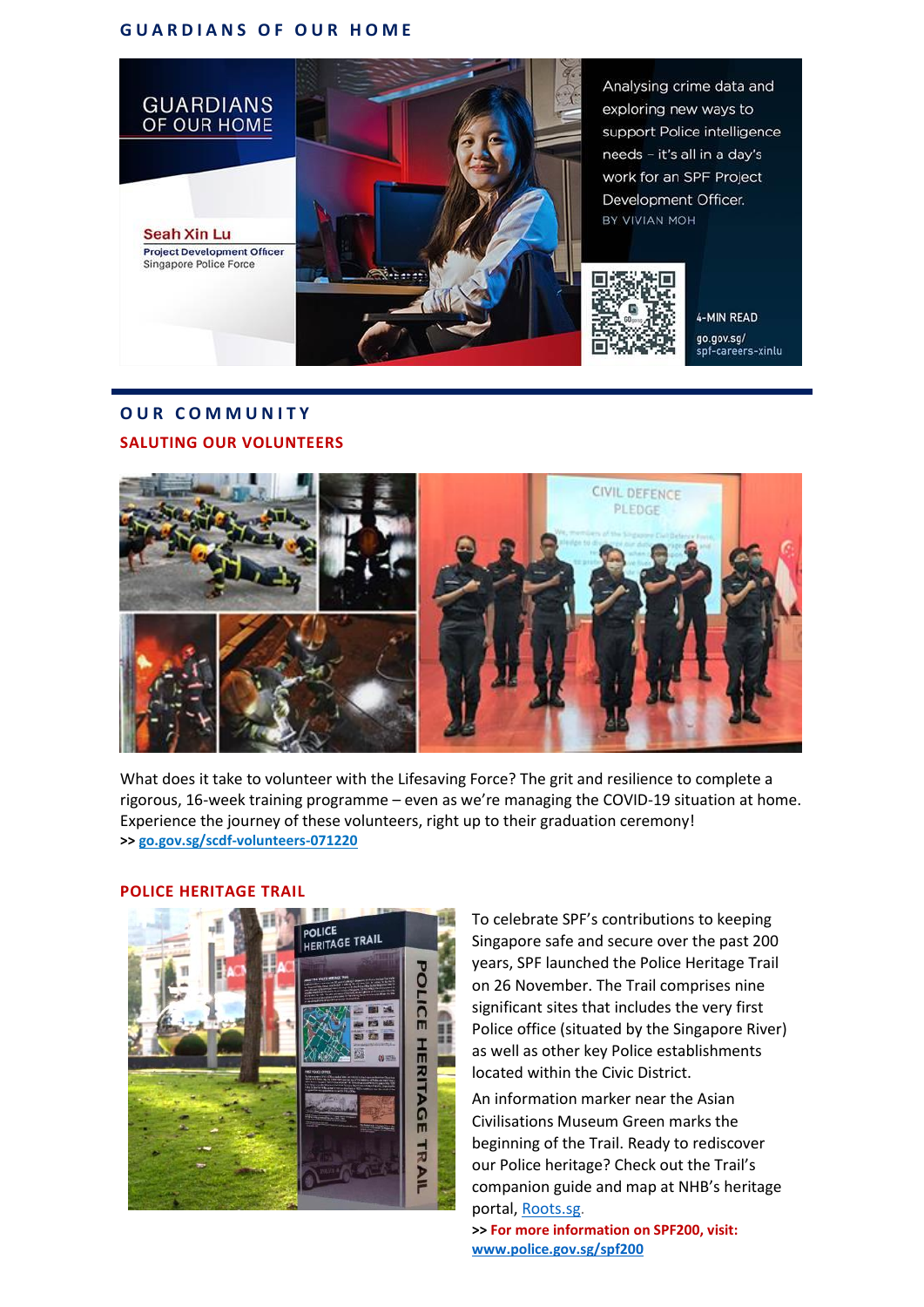## GUARDIANS OF OUR HOME

GUARDIANS OF OUR HOME

Seah Xin Lu
Project Development Officer
Singapore Police Force

Analysing crime data and exploring new ways to support Police intelligence needs – it's all in a day's work for an SPF Project Development Officer.

BY VIVIAN MOH

4-MIN READ

go.gov.sg/spf-careers-xinlu

## OUR COMMUNITY

### SALUTING OUR VOLUNTEERS

What does it take to volunteer with the Lifesaving Force? The grit and resilience to complete a rigorous, 16-week training programme – even as we're managing the COVID-19 situation at home. Experience the journey of these volunteers, right up to their graduation ceremony!

**>> go.gov.sg/scdf-volunteers-071220**

### POLICE HERITAGE TRAIL

To celebrate SPF's contributions to keeping Singapore safe and secure over the past 200 years, SPF launched the Police Heritage Trail on 26 November. The Trail comprises nine significant sites that includes the very first Police office (situated by the Singapore River) as well as other key Police establishments located within the Civic District.

An information marker near the Asian Civilisations Museum Green marks the beginning of the Trail. Ready to rediscover our Police heritage? Check out the Trail's companion guide and map at NHB's heritage portal, Roots.sg.

**>> For more information on SPF200, visit: www.police.gov.sg/spf200**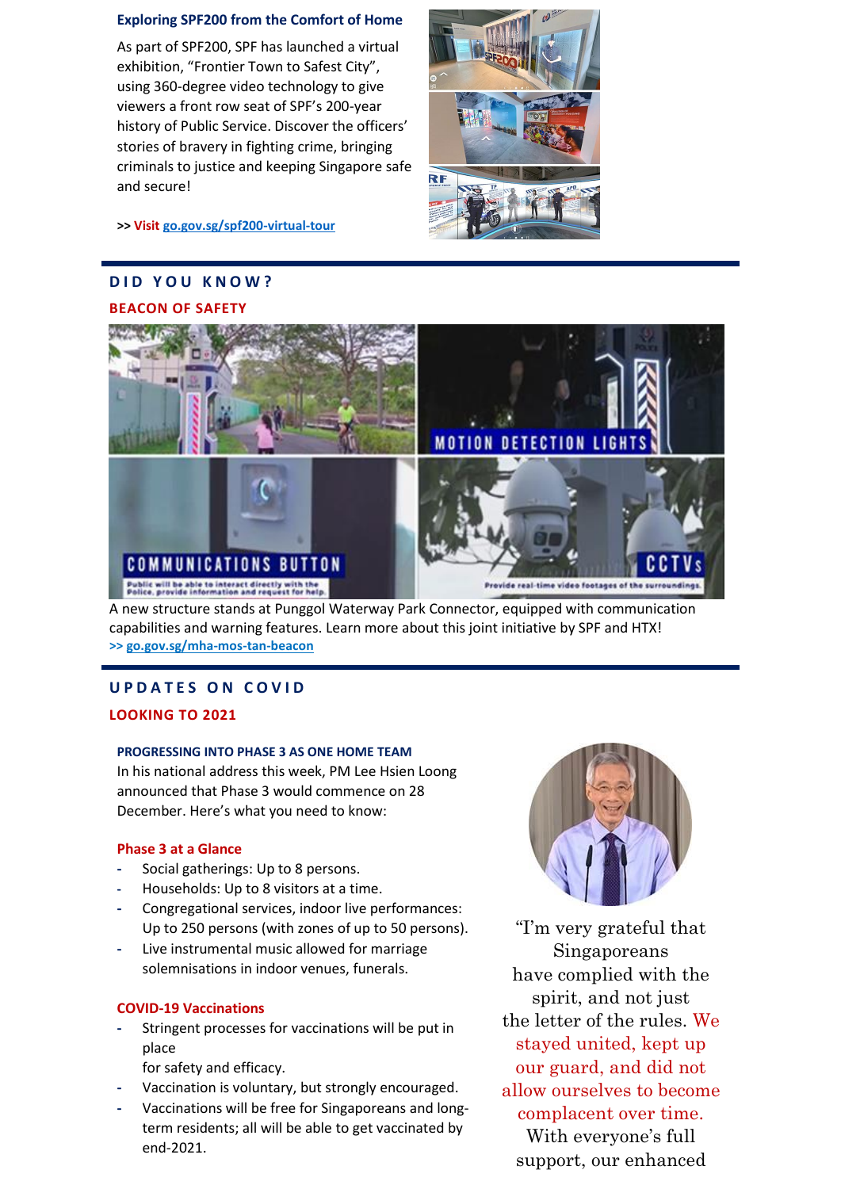### Exploring SPF200 from the Comfort of Home

As part of SPF200, SPF has launched a virtual exhibition, "Frontier Town to Safest City", using 360-degree video technology to give viewers a front row seat of SPF's 200-year history of Public Service. Discover the officers' stories of bravery in fighting crime, bringing criminals to justice and keeping Singapore safe and secure!

**>> Visit go.gov.sg/spf200-virtual-tour**

## DID YOU KNOW?

### BEACON OF SAFETY

A new structure stands at Punggol Waterway Park Connector, equipped with communication capabilities and warning features. Learn more about this joint initiative by SPF and HTX!
**>> go.gov.sg/mha-mos-tan-beacon**

## UPDATES ON COVID

### LOOKING TO 2021

#### PROGRESSING INTO PHASE 3 AS ONE HOME TEAM

In his national address this week, PM Lee Hsien Loong announced that Phase 3 would commence on 28 December. Here's what you need to know:

#### Phase 3 at a Glance

- Social gatherings: Up to 8 persons.
- Households: Up to 8 visitors at a time.
- Congregational services, indoor live performances: Up to 250 persons (with zones of up to 50 persons).
- Live instrumental music allowed for marriage solemnisations in indoor venues, funerals.

#### COVID-19 Vaccinations

- Stringent processes for vaccinations will be put in place
  for safety and efficacy.
- Vaccination is voluntary, but strongly encouraged.
- Vaccinations will be free for Singaporeans and long-term residents; all will be able to get vaccinated by end-2021.

"I'm very grateful that Singaporeans have complied with the spirit, and not just the letter of the rules. We stayed united, kept up our guard, and did not allow ourselves to become complacent over time. With everyone's full support, our enhanced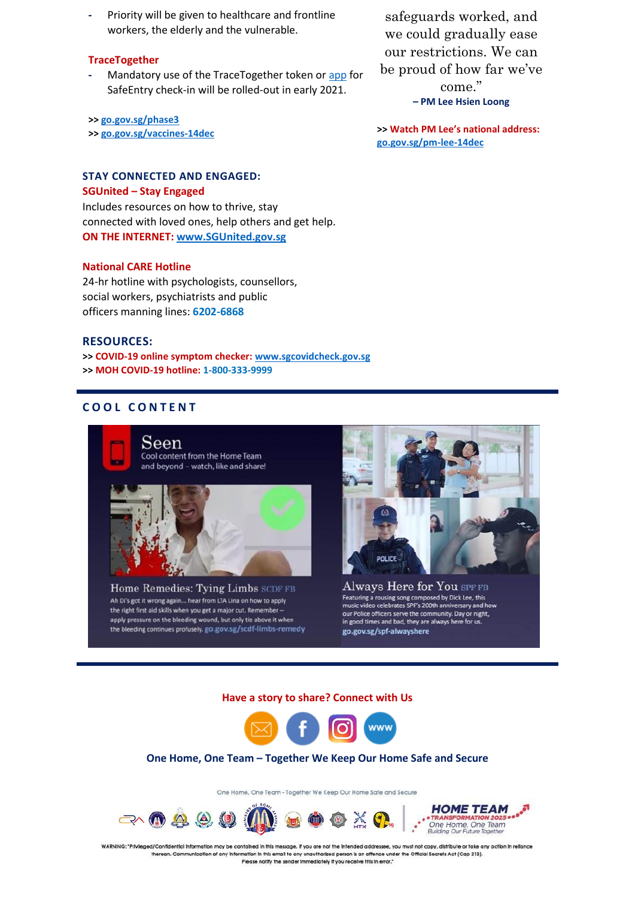- Priority will be given to healthcare and frontline workers, the elderly and the vulnerable.

**TraceTogether**

- Mandatory use of the TraceTogether token or app for SafeEntry check-in will be rolled-out in early 2021.

>> go.gov.sg/phase3
>> go.gov.sg/vaccines-14dec

safeguards worked, and we could gradually ease our restrictions. We can be proud of how far we've come."
**– PM Lee Hsien Loong**

>> **Watch PM Lee's national address:** go.gov.sg/pm-lee-14dec

**STAY CONNECTED AND ENGAGED:**

**SGUnited – Stay Engaged**

Includes resources on how to thrive, stay connected with loved ones, help others and get help.

**ON THE INTERNET:** www.SGUnited.gov.sg

**National CARE Hotline**

24-hr hotline with psychologists, counsellors, social workers, psychiatrists and public officers manning lines: **6202-6868**

**RESOURCES:**

>> **COVID-19 online symptom checker:** www.sgcovidcheck.gov.sg
>> **MOH COVID-19 hotline: 1-800-333-9999**

## COOL CONTENT

**Seen**
Cool content from the Home Team and beyond – watch, like and share!

**Home Remedies: Tying Limbs** SCDF FB
Ah Di's got it wrong again… hear from LTA Lina on how to apply the right first aid skills when you get a major cut. Remember – apply pressure on the bleeding wound, but only tie above it when the bleeding continues profusely. go.gov.sg/scdf-limbs-remedy

**Always Here for You** SPF FB
Featuring a rousing song composed by Dick Lee, this music video celebrates SPF's 200th anniversary and how our Police officers serve the community. Day or night, in good times and bad, they are always here for us.
go.gov.sg/spf-alwayshere

**Have a story to share? Connect with Us**

**One Home, One Team – Together We Keep Our Home Safe and Secure**

One Home, One Team - Together We Keep Our Home Safe and Secure

HOME TEAM TRANSFORMATION 2025
One Home, One Team
Building Our Future Together

WARNING: "Privileged/Confidential Information may be contained in this message. If you are not the intended addressee, you must not copy, distribute or take any action in reliance thereon. Communication of any information in this email to any unauthorized person is an offence under the Official Secrets Act (Cap 213). Please notify the sender immediately if you receive this in error."